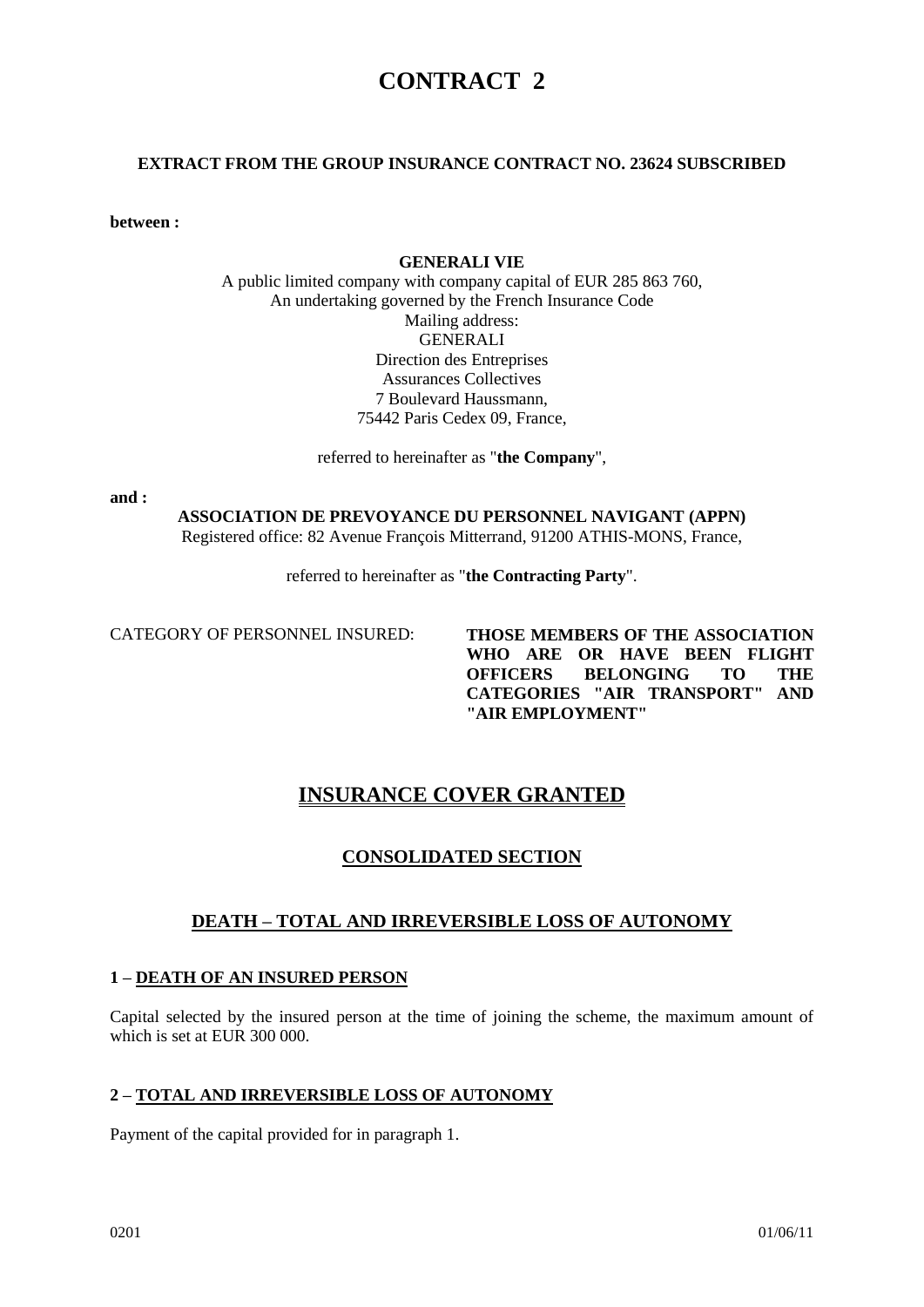# CONTRACT 2

**EXTRACT FROM THE GROUP INSURANCE CONTRACT NO. 23624 SUBSCRIBED**

**between :**

**GENERALI VIE**
A public limited company with company capital of EUR 285 863 760,
An undertaking governed by the French Insurance Code
Mailing address:
GENERALI
Direction des Entreprises
Assurances Collectives
7 Boulevard Haussmann,
75442 Paris Cedex 09, France,

referred to hereinafter as "**the Company**",

**and :**

**ASSOCIATION DE PREVOYANCE DU PERSONNEL NAVIGANT (APPN)**
Registered office: 82 Avenue François Mitterrand, 91200 ATHIS-MONS, France,

referred to hereinafter as "**the Contracting Party**".

CATEGORY OF PERSONNEL INSURED: **THOSE MEMBERS OF THE ASSOCIATION WHO ARE OR HAVE BEEN FLIGHT OFFICERS BELONGING TO THE CATEGORIES "AIR TRANSPORT" AND "AIR EMPLOYMENT"**

## INSURANCE COVER GRANTED

### CONSOLIDATED SECTION

### DEATH – TOTAL AND IRREVERSIBLE LOSS OF AUTONOMY

#### 1 – DEATH OF AN INSURED PERSON

Capital selected by the insured person at the time of joining the scheme, the maximum amount of which is set at EUR 300 000.

#### 2 – TOTAL AND IRREVERSIBLE LOSS OF AUTONOMY

Payment of the capital provided for in paragraph 1.

0201 01/06/11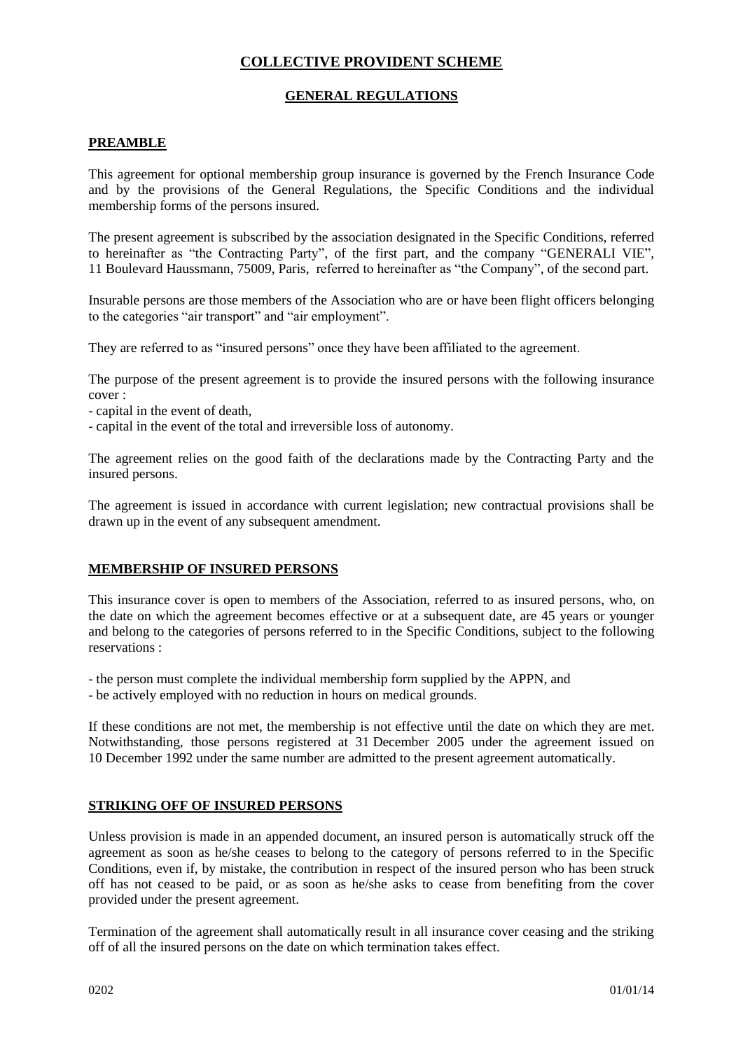# COLLECTIVE PROVIDENT SCHEME

## GENERAL REGULATIONS

### PREAMBLE

This agreement for optional membership group insurance is governed by the French Insurance Code and by the provisions of the General Regulations, the Specific Conditions and the individual membership forms of the persons insured.

The present agreement is subscribed by the association designated in the Specific Conditions, referred to hereinafter as "the Contracting Party", of the first part, and the company "GENERALI VIE", 11 Boulevard Haussmann, 75009, Paris, referred to hereinafter as "the Company", of the second part.

Insurable persons are those members of the Association who are or have been flight officers belonging to the categories "air transport" and "air employment".

They are referred to as "insured persons" once they have been affiliated to the agreement.

The purpose of the present agreement is to provide the insured persons with the following insurance cover :

- capital in the event of death,
- capital in the event of the total and irreversible loss of autonomy.

The agreement relies on the good faith of the declarations made by the Contracting Party and the insured persons.

The agreement is issued in accordance with current legislation; new contractual provisions shall be drawn up in the event of any subsequent amendment.

### MEMBERSHIP OF INSURED PERSONS

This insurance cover is open to members of the Association, referred to as insured persons, who, on the date on which the agreement becomes effective or at a subsequent date, are 45 years or younger and belong to the categories of persons referred to in the Specific Conditions, subject to the following reservations :

- the person must complete the individual membership form supplied by the APPN, and
- be actively employed with no reduction in hours on medical grounds.

If these conditions are not met, the membership is not effective until the date on which they are met. Notwithstanding, those persons registered at 31 December 2005 under the agreement issued on 10 December 1992 under the same number are admitted to the present agreement automatically.

### STRIKING OFF OF INSURED PERSONS

Unless provision is made in an appended document, an insured person is automatically struck off the agreement as soon as he/she ceases to belong to the category of persons referred to in the Specific Conditions, even if, by mistake, the contribution in respect of the insured person who has been struck off has not ceased to be paid, or as soon as he/she asks to cease from benefiting from the cover provided under the present agreement.

Termination of the agreement shall automatically result in all insurance cover ceasing and the striking off of all the insured persons on the date on which termination takes effect.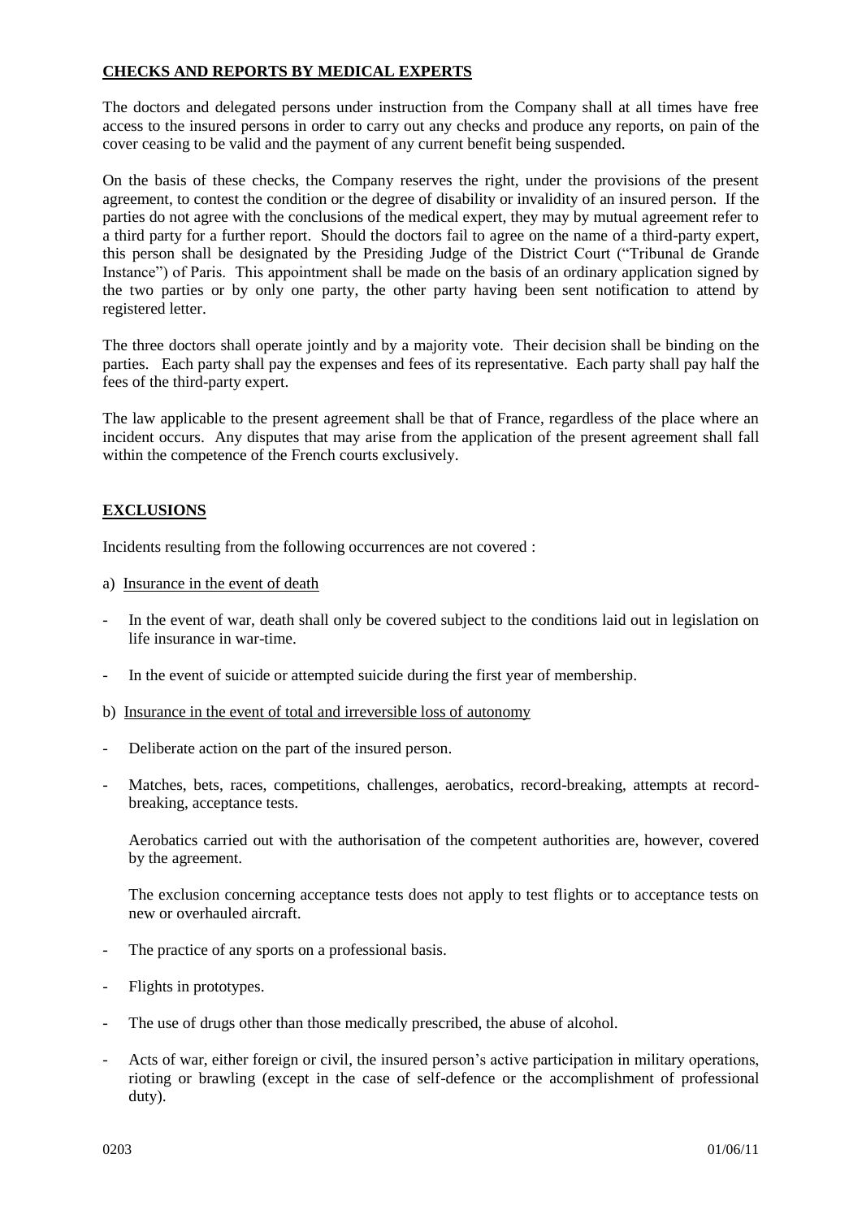## CHECKS AND REPORTS BY MEDICAL EXPERTS

The doctors and delegated persons under instruction from the Company shall at all times have free access to the insured persons in order to carry out any checks and produce any reports, on pain of the cover ceasing to be valid and the payment of any current benefit being suspended.

On the basis of these checks, the Company reserves the right, under the provisions of the present agreement, to contest the condition or the degree of disability or invalidity of an insured person. If the parties do not agree with the conclusions of the medical expert, they may by mutual agreement refer to a third party for a further report. Should the doctors fail to agree on the name of a third-party expert, this person shall be designated by the Presiding Judge of the District Court ("Tribunal de Grande Instance") of Paris. This appointment shall be made on the basis of an ordinary application signed by the two parties or by only one party, the other party having been sent notification to attend by registered letter.

The three doctors shall operate jointly and by a majority vote. Their decision shall be binding on the parties. Each party shall pay the expenses and fees of its representative. Each party shall pay half the fees of the third-party expert.

The law applicable to the present agreement shall be that of France, regardless of the place where an incident occurs. Any disputes that may arise from the application of the present agreement shall fall within the competence of the French courts exclusively.

## EXCLUSIONS

Incidents resulting from the following occurrences are not covered :

a) Insurance in the event of death

- In the event of war, death shall only be covered subject to the conditions laid out in legislation on life insurance in war-time.
- In the event of suicide or attempted suicide during the first year of membership.

b) Insurance in the event of total and irreversible loss of autonomy

- Deliberate action on the part of the insured person.
- Matches, bets, races, competitions, challenges, aerobatics, record-breaking, attempts at record-breaking, acceptance tests.

  Aerobatics carried out with the authorisation of the competent authorities are, however, covered by the agreement.

  The exclusion concerning acceptance tests does not apply to test flights or to acceptance tests on new or overhauled aircraft.

- The practice of any sports on a professional basis.
- Flights in prototypes.
- The use of drugs other than those medically prescribed, the abuse of alcohol.
- Acts of war, either foreign or civil, the insured person's active participation in military operations, rioting or brawling (except in the case of self-defence or the accomplishment of professional duty).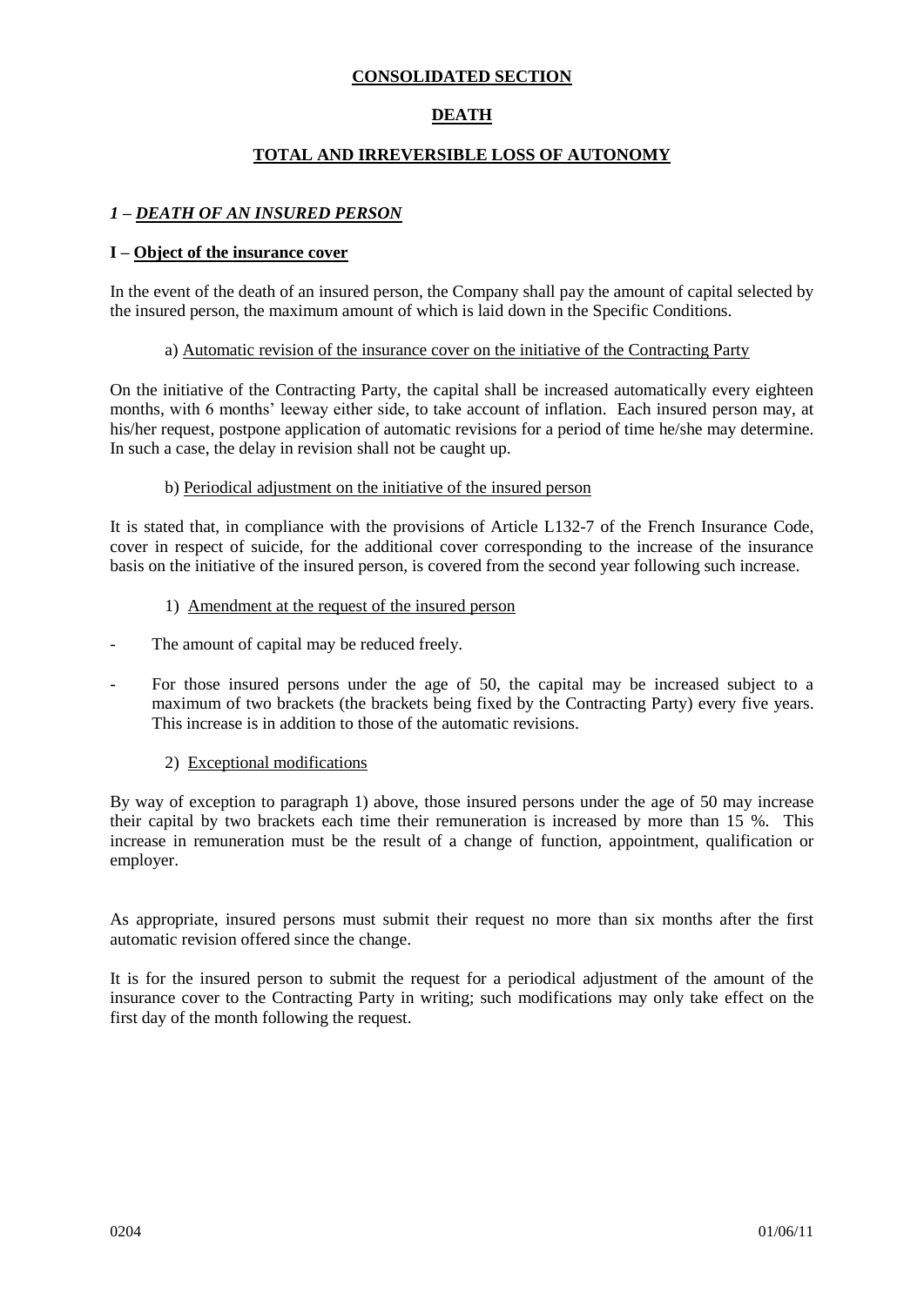**CONSOLIDATED SECTION**

**DEATH**

**TOTAL AND IRREVERSIBLE LOSS OF AUTONOMY**

## *1 – DEATH OF AN INSURED PERSON*

### I – Object of the insurance cover

In the event of the death of an insured person, the Company shall pay the amount of capital selected by the insured person, the maximum amount of which is laid down in the Specific Conditions.

a) Automatic revision of the insurance cover on the initiative of the Contracting Party

On the initiative of the Contracting Party, the capital shall be increased automatically every eighteen months, with 6 months' leeway either side, to take account of inflation. Each insured person may, at his/her request, postpone application of automatic revisions for a period of time he/she may determine. In such a case, the delay in revision shall not be caught up.

b) Periodical adjustment on the initiative of the insured person

It is stated that, in compliance with the provisions of Article L132-7 of the French Insurance Code, cover in respect of suicide, for the additional cover corresponding to the increase of the insurance basis on the initiative of the insured person, is covered from the second year following such increase.

1) Amendment at the request of the insured person

- The amount of capital may be reduced freely.
- For those insured persons under the age of 50, the capital may be increased subject to a maximum of two brackets (the brackets being fixed by the Contracting Party) every five years. This increase is in addition to those of the automatic revisions.

2) Exceptional modifications

By way of exception to paragraph 1) above, those insured persons under the age of 50 may increase their capital by two brackets each time their remuneration is increased by more than 15 %. This increase in remuneration must be the result of a change of function, appointment, qualification or employer.

As appropriate, insured persons must submit their request no more than six months after the first automatic revision offered since the change.

It is for the insured person to submit the request for a periodical adjustment of the amount of the insurance cover to the Contracting Party in writing; such modifications may only take effect on the first day of the month following the request.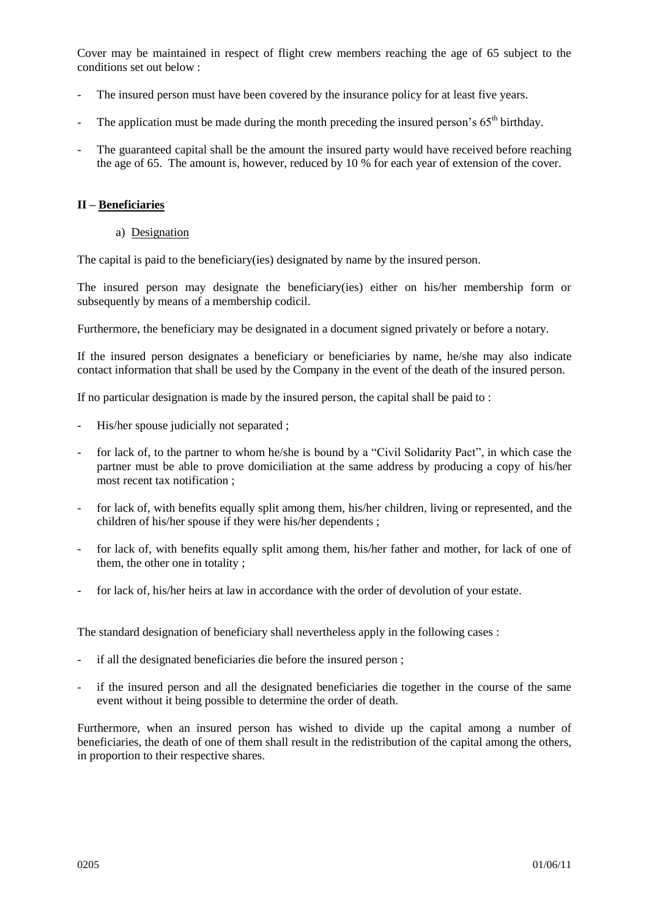Cover may be maintained in respect of flight crew members reaching the age of 65 subject to the conditions set out below :

- The insured person must have been covered by the insurance policy for at least five years.
- The application must be made during the month preceding the insured person's 65th birthday.
- The guaranteed capital shall be the amount the insured party would have received before reaching the age of 65. The amount is, however, reduced by 10 % for each year of extension of the cover.

## II – Beneficiaries

### a) Designation

The capital is paid to the beneficiary(ies) designated by name by the insured person.

The insured person may designate the beneficiary(ies) either on his/her membership form or subsequently by means of a membership codicil.

Furthermore, the beneficiary may be designated in a document signed privately or before a notary.

If the insured person designates a beneficiary or beneficiaries by name, he/she may also indicate contact information that shall be used by the Company in the event of the death of the insured person.

If no particular designation is made by the insured person, the capital shall be paid to :

- His/her spouse judicially not separated ;
- for lack of, to the partner to whom he/she is bound by a "Civil Solidarity Pact", in which case the partner must be able to prove domiciliation at the same address by producing a copy of his/her most recent tax notification ;
- for lack of, with benefits equally split among them, his/her children, living or represented, and the children of his/her spouse if they were his/her dependents ;
- for lack of, with benefits equally split among them, his/her father and mother, for lack of one of them, the other one in totality ;
- for lack of, his/her heirs at law in accordance with the order of devolution of your estate.

The standard designation of beneficiary shall nevertheless apply in the following cases :

- if all the designated beneficiaries die before the insured person ;
- if the insured person and all the designated beneficiaries die together in the course of the same event without it being possible to determine the order of death.

Furthermore, when an insured person has wished to divide up the capital among a number of beneficiaries, the death of one of them shall result in the redistribution of the capital among the others, in proportion to their respective shares.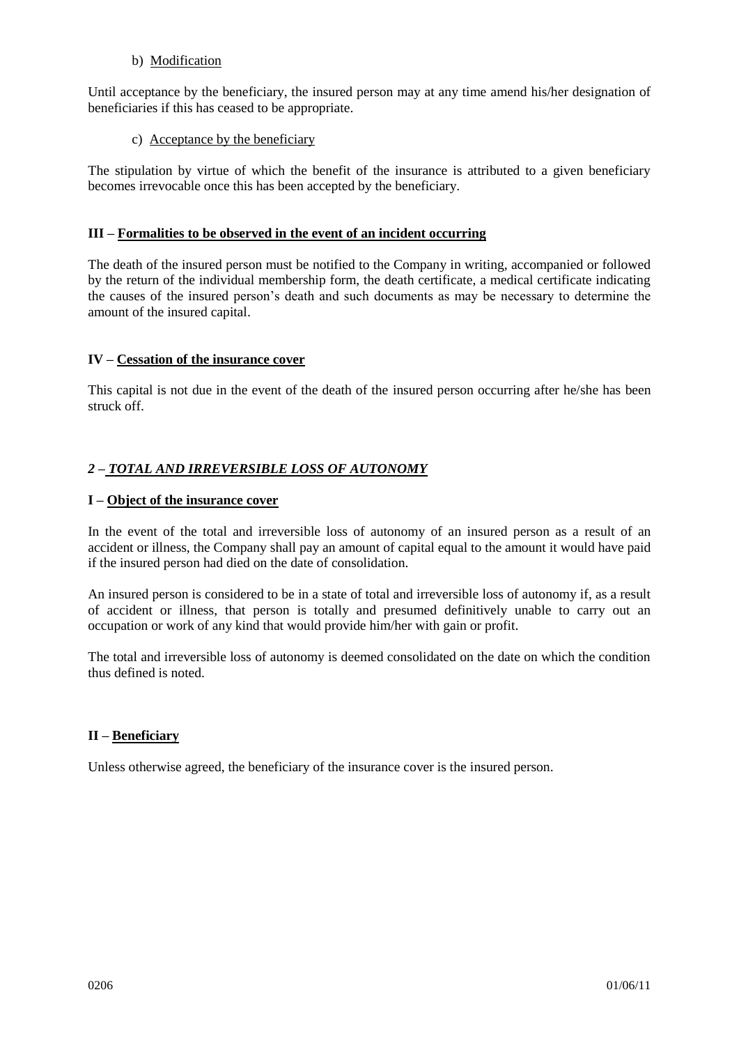b) Modification

Until acceptance by the beneficiary, the insured person may at any time amend his/her designation of beneficiaries if this has ceased to be appropriate.

c) Acceptance by the beneficiary

The stipulation by virtue of which the benefit of the insurance is attributed to a given beneficiary becomes irrevocable once this has been accepted by the beneficiary.

### III – Formalities to be observed in the event of an incident occurring

The death of the insured person must be notified to the Company in writing, accompanied or followed by the return of the individual membership form, the death certificate, a medical certificate indicating the causes of the insured person's death and such documents as may be necessary to determine the amount of the insured capital.

### IV – Cessation of the insurance cover

This capital is not due in the event of the death of the insured person occurring after he/she has been struck off.

## *2 – TOTAL AND IRREVERSIBLE LOSS OF AUTONOMY*

### I – Object of the insurance cover

In the event of the total and irreversible loss of autonomy of an insured person as a result of an accident or illness, the Company shall pay an amount of capital equal to the amount it would have paid if the insured person had died on the date of consolidation.

An insured person is considered to be in a state of total and irreversible loss of autonomy if, as a result of accident or illness, that person is totally and presumed definitively unable to carry out an occupation or work of any kind that would provide him/her with gain or profit.

The total and irreversible loss of autonomy is deemed consolidated on the date on which the condition thus defined is noted.

### II – Beneficiary

Unless otherwise agreed, the beneficiary of the insurance cover is the insured person.

0206 01/06/11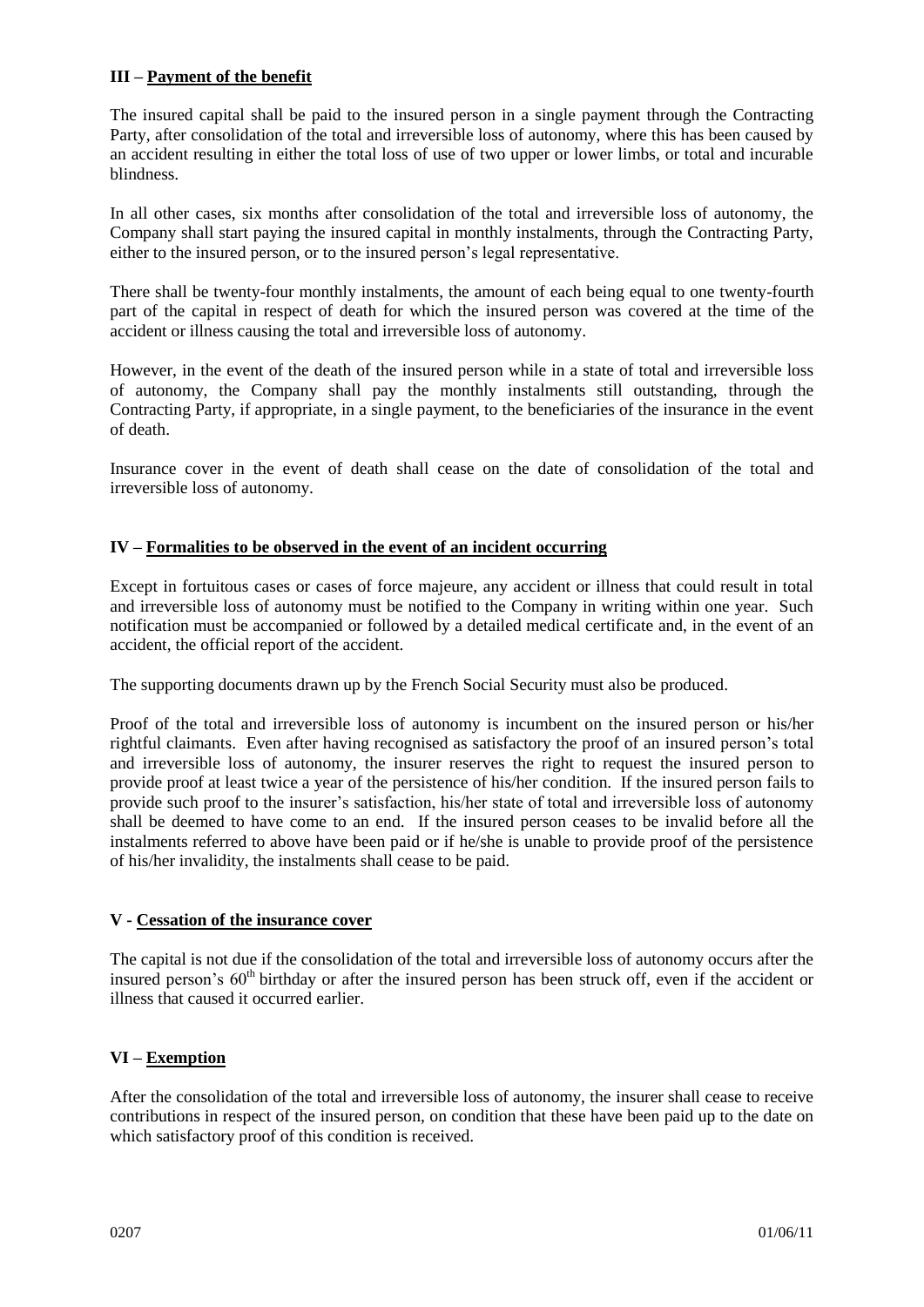## III – Payment of the benefit

The insured capital shall be paid to the insured person in a single payment through the Contracting Party, after consolidation of the total and irreversible loss of autonomy, where this has been caused by an accident resulting in either the total loss of use of two upper or lower limbs, or total and incurable blindness.

In all other cases, six months after consolidation of the total and irreversible loss of autonomy, the Company shall start paying the insured capital in monthly instalments, through the Contracting Party, either to the insured person, or to the insured person's legal representative.

There shall be twenty-four monthly instalments, the amount of each being equal to one twenty-fourth part of the capital in respect of death for which the insured person was covered at the time of the accident or illness causing the total and irreversible loss of autonomy.

However, in the event of the death of the insured person while in a state of total and irreversible loss of autonomy, the Company shall pay the monthly instalments still outstanding, through the Contracting Party, if appropriate, in a single payment, to the beneficiaries of the insurance in the event of death.

Insurance cover in the event of death shall cease on the date of consolidation of the total and irreversible loss of autonomy.

## IV – Formalities to be observed in the event of an incident occurring

Except in fortuitous cases or cases of force majeure, any accident or illness that could result in total and irreversible loss of autonomy must be notified to the Company in writing within one year. Such notification must be accompanied or followed by a detailed medical certificate and, in the event of an accident, the official report of the accident.

The supporting documents drawn up by the French Social Security must also be produced.

Proof of the total and irreversible loss of autonomy is incumbent on the insured person or his/her rightful claimants. Even after having recognised as satisfactory the proof of an insured person's total and irreversible loss of autonomy, the insurer reserves the right to request the insured person to provide proof at least twice a year of the persistence of his/her condition. If the insured person fails to provide such proof to the insurer's satisfaction, his/her state of total and irreversible loss of autonomy shall be deemed to have come to an end. If the insured person ceases to be invalid before all the instalments referred to above have been paid or if he/she is unable to provide proof of the persistence of his/her invalidity, the instalments shall cease to be paid.

## V - Cessation of the insurance cover

The capital is not due if the consolidation of the total and irreversible loss of autonomy occurs after the insured person's 60th birthday or after the insured person has been struck off, even if the accident or illness that caused it occurred earlier.

## VI – Exemption

After the consolidation of the total and irreversible loss of autonomy, the insurer shall cease to receive contributions in respect of the insured person, on condition that these have been paid up to the date on which satisfactory proof of this condition is received.

0207 01/06/11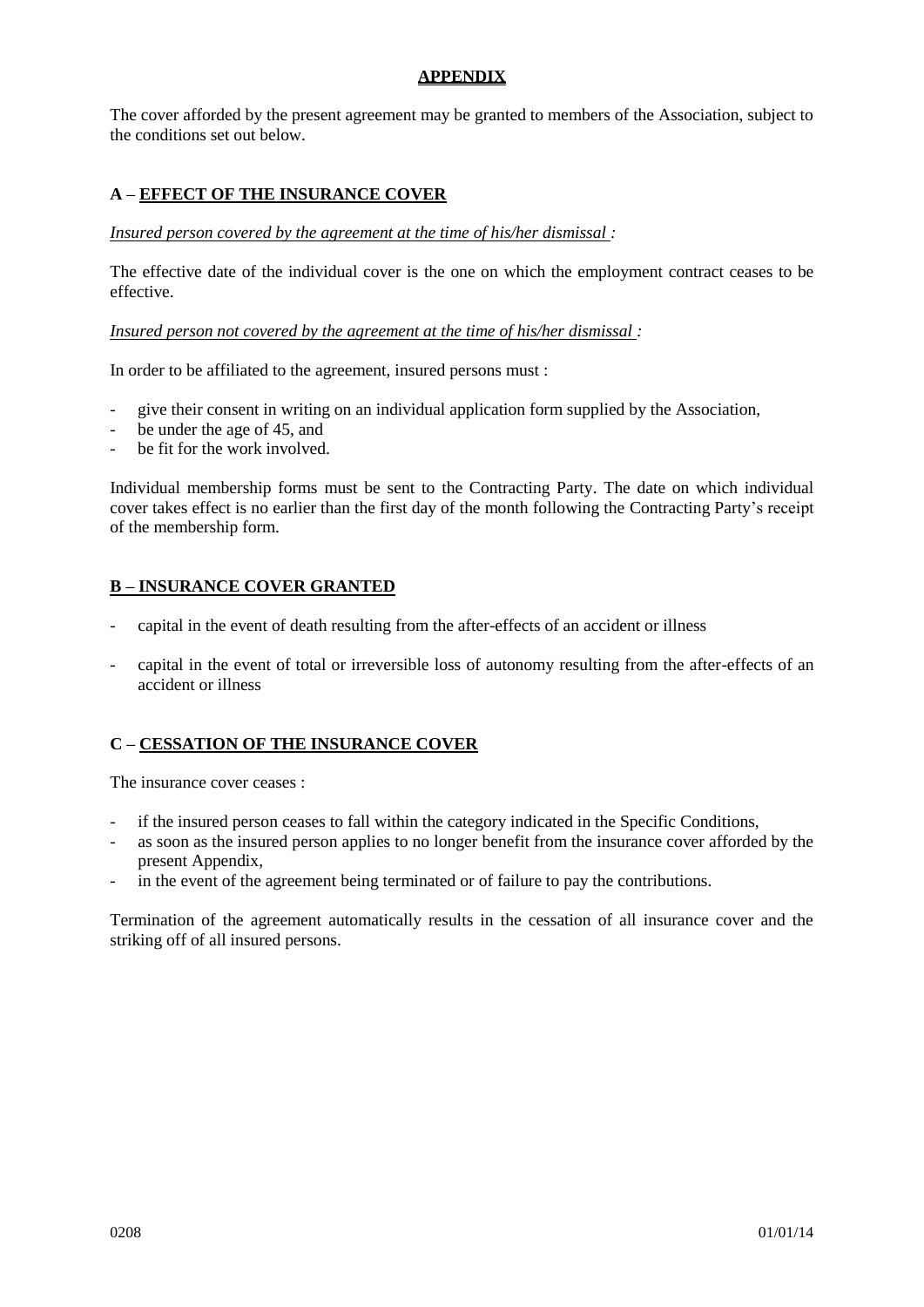# APPENDIX

The cover afforded by the present agreement may be granted to members of the Association, subject to the conditions set out below.

## A – EFFECT OF THE INSURANCE COVER

*Insured person covered by the agreement at the time of his/her dismissal :*

The effective date of the individual cover is the one on which the employment contract ceases to be effective.

*Insured person not covered by the agreement at the time of his/her dismissal :*

In order to be affiliated to the agreement, insured persons must :

- give their consent in writing on an individual application form supplied by the Association,
- be under the age of 45, and
- be fit for the work involved.

Individual membership forms must be sent to the Contracting Party. The date on which individual cover takes effect is no earlier than the first day of the month following the Contracting Party's receipt of the membership form.

## B – INSURANCE COVER GRANTED

- capital in the event of death resulting from the after-effects of an accident or illness
- capital in the event of total or irreversible loss of autonomy resulting from the after-effects of an accident or illness

## C – CESSATION OF THE INSURANCE COVER

The insurance cover ceases :

- if the insured person ceases to fall within the category indicated in the Specific Conditions,
- as soon as the insured person applies to no longer benefit from the insurance cover afforded by the present Appendix,
- in the event of the agreement being terminated or of failure to pay the contributions.

Termination of the agreement automatically results in the cessation of all insurance cover and the striking off of all insured persons.